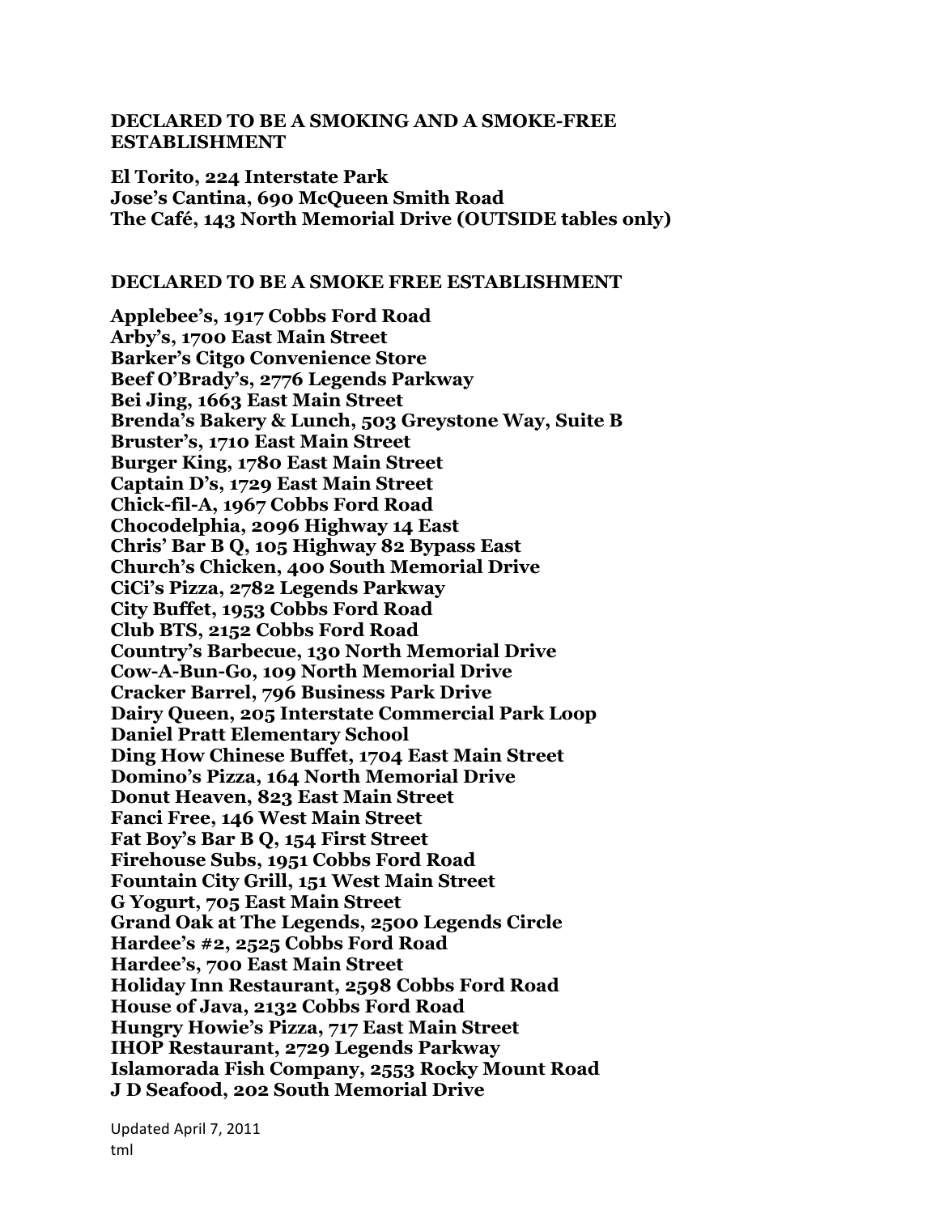## DECLARED TO BE A SMOKING AND A SMOKE-FREE ESTABLISHMENT

**El Torito, 224 Interstate Park**
**Jose's Cantina, 690 McQueen Smith Road**
**The Café, 143 North Memorial Drive (OUTSIDE tables only)**

## DECLARED TO BE A SMOKE FREE ESTABLISHMENT

**Applebee's, 1917 Cobbs Ford Road**
**Arby's, 1700 East Main Street**
**Barker's Citgo Convenience Store**
**Beef O'Brady's, 2776 Legends Parkway**
**Bei Jing, 1663 East Main Street**
**Brenda's Bakery & Lunch, 503 Greystone Way, Suite B**
**Bruster's, 1710 East Main Street**
**Burger King, 1780 East Main Street**
**Captain D's, 1729 East Main Street**
**Chick-fil-A, 1967 Cobbs Ford Road**
**Chocodelphia, 2096 Highway 14 East**
**Chris' Bar B Q, 105 Highway 82 Bypass East**
**Church's Chicken, 400 South Memorial Drive**
**CiCi's Pizza, 2782 Legends Parkway**
**City Buffet, 1953 Cobbs Ford Road**
**Club BTS, 2152 Cobbs Ford Road**
**Country's Barbecue, 130 North Memorial Drive**
**Cow-A-Bun-Go, 109 North Memorial Drive**
**Cracker Barrel, 796 Business Park Drive**
**Dairy Queen, 205 Interstate Commercial Park Loop**
**Daniel Pratt Elementary School**
**Ding How Chinese Buffet, 1704 East Main Street**
**Domino's Pizza, 164 North Memorial Drive**
**Donut Heaven, 823 East Main Street**
**Fanci Free, 146 West Main Street**
**Fat Boy's Bar B Q, 154 First Street**
**Firehouse Subs, 1951 Cobbs Ford Road**
**Fountain City Grill, 151 West Main Street**
**G Yogurt, 705 East Main Street**
**Grand Oak at The Legends, 2500 Legends Circle**
**Hardee's #2, 2525 Cobbs Ford Road**
**Hardee's, 700 East Main Street**
**Holiday Inn Restaurant, 2598 Cobbs Ford Road**
**House of Java, 2132 Cobbs Ford Road**
**Hungry Howie's Pizza, 717 East Main Street**
**IHOP Restaurant, 2729 Legends Parkway**
**Islamorada Fish Company, 2553 Rocky Mount Road**
**J D Seafood, 202 South Memorial Drive**

Updated April 7, 2011
tml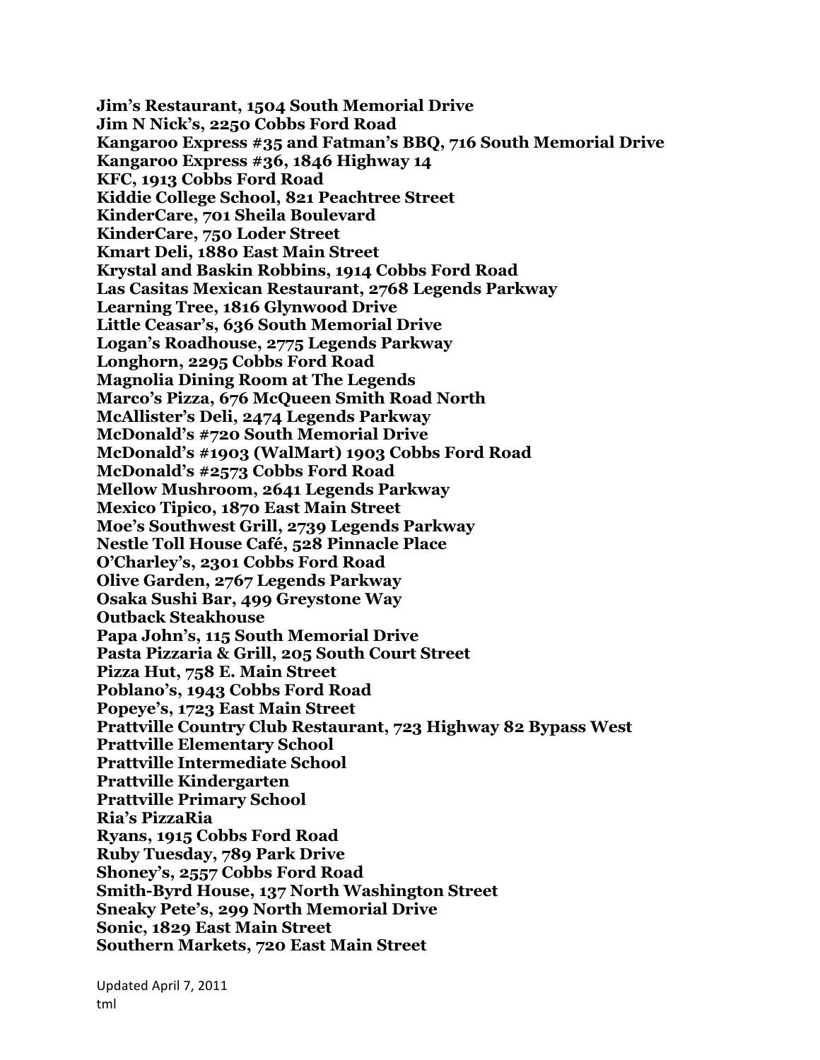**Jim's Restaurant, 1504 South Memorial Drive**
**Jim N Nick's, 2250 Cobbs Ford Road**
**Kangaroo Express #35 and Fatman's BBQ, 716 South Memorial Drive**
**Kangaroo Express #36, 1846 Highway 14**
**KFC, 1913 Cobbs Ford Road**
**Kiddie College School, 821 Peachtree Street**
**KinderCare, 701 Sheila Boulevard**
**KinderCare, 750 Loder Street**
**Kmart Deli, 1880 East Main Street**
**Krystal and Baskin Robbins, 1914 Cobbs Ford Road**
**Las Casitas Mexican Restaurant, 2768 Legends Parkway**
**Learning Tree, 1816 Glynwood Drive**
**Little Ceasar's, 636 South Memorial Drive**
**Logan's Roadhouse, 2775 Legends Parkway**
**Longhorn, 2295 Cobbs Ford Road**
**Magnolia Dining Room at The Legends**
**Marco's Pizza, 676 McQueen Smith Road North**
**McAllister's Deli, 2474 Legends Parkway**
**McDonald's #720 South Memorial Drive**
**McDonald's #1903 (WalMart) 1903 Cobbs Ford Road**
**McDonald's #2573 Cobbs Ford Road**
**Mellow Mushroom, 2641 Legends Parkway**
**Mexico Tipico, 1870 East Main Street**
**Moe's Southwest Grill, 2739 Legends Parkway**
**Nestle Toll House Café, 528 Pinnacle Place**
**O'Charley's, 2301 Cobbs Ford Road**
**Olive Garden, 2767 Legends Parkway**
**Osaka Sushi Bar, 499 Greystone Way**
**Outback Steakhouse**
**Papa John's, 115 South Memorial Drive**
**Pasta Pizzaria & Grill, 205 South Court Street**
**Pizza Hut, 758 E. Main Street**
**Poblano's, 1943 Cobbs Ford Road**
**Popeye's, 1723 East Main Street**
**Prattville Country Club Restaurant, 723 Highway 82 Bypass West**
**Prattville Elementary School**
**Prattville Intermediate School**
**Prattville Kindergarten**
**Prattville Primary School**
**Ria's PizzaRia**
**Ryans, 1915 Cobbs Ford Road**
**Ruby Tuesday, 789 Park Drive**
**Shoney's, 2557 Cobbs Ford Road**
**Smith-Byrd House, 137 North Washington Street**
**Sneaky Pete's, 299 North Memorial Drive**
**Sonic, 1829 East Main Street**
**Southern Markets, 720 East Main Street**

Updated April 7, 2011
tml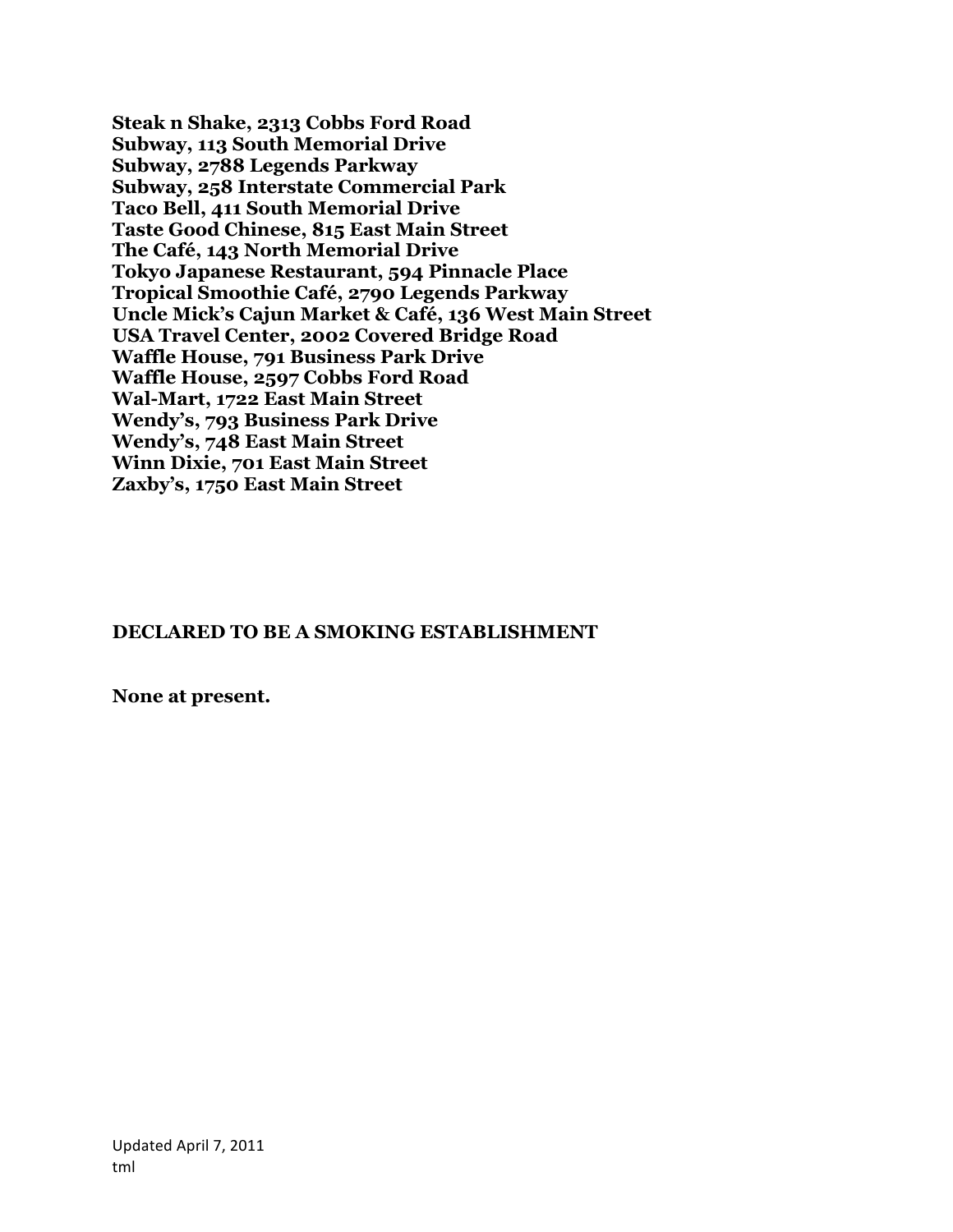**Steak n Shake, 2313 Cobbs Ford Road**
**Subway, 113 South Memorial Drive**
**Subway, 2788 Legends Parkway**
**Subway, 258 Interstate Commercial Park**
**Taco Bell, 411 South Memorial Drive**
**Taste Good Chinese, 815 East Main Street**
**The Café, 143 North Memorial Drive**
**Tokyo Japanese Restaurant, 594 Pinnacle Place**
**Tropical Smoothie Café, 2790 Legends Parkway**
**Uncle Mick's Cajun Market & Café, 136 West Main Street**
**USA Travel Center, 2002 Covered Bridge Road**
**Waffle House, 791 Business Park Drive**
**Waffle House, 2597 Cobbs Ford Road**
**Wal-Mart, 1722 East Main Street**
**Wendy's, 793 Business Park Drive**
**Wendy's, 748 East Main Street**
**Winn Dixie, 701 East Main Street**
**Zaxby's, 1750 East Main Street**

**DECLARED TO BE A SMOKING ESTABLISHMENT**

**None at present.**

Updated April 7, 2011
tml